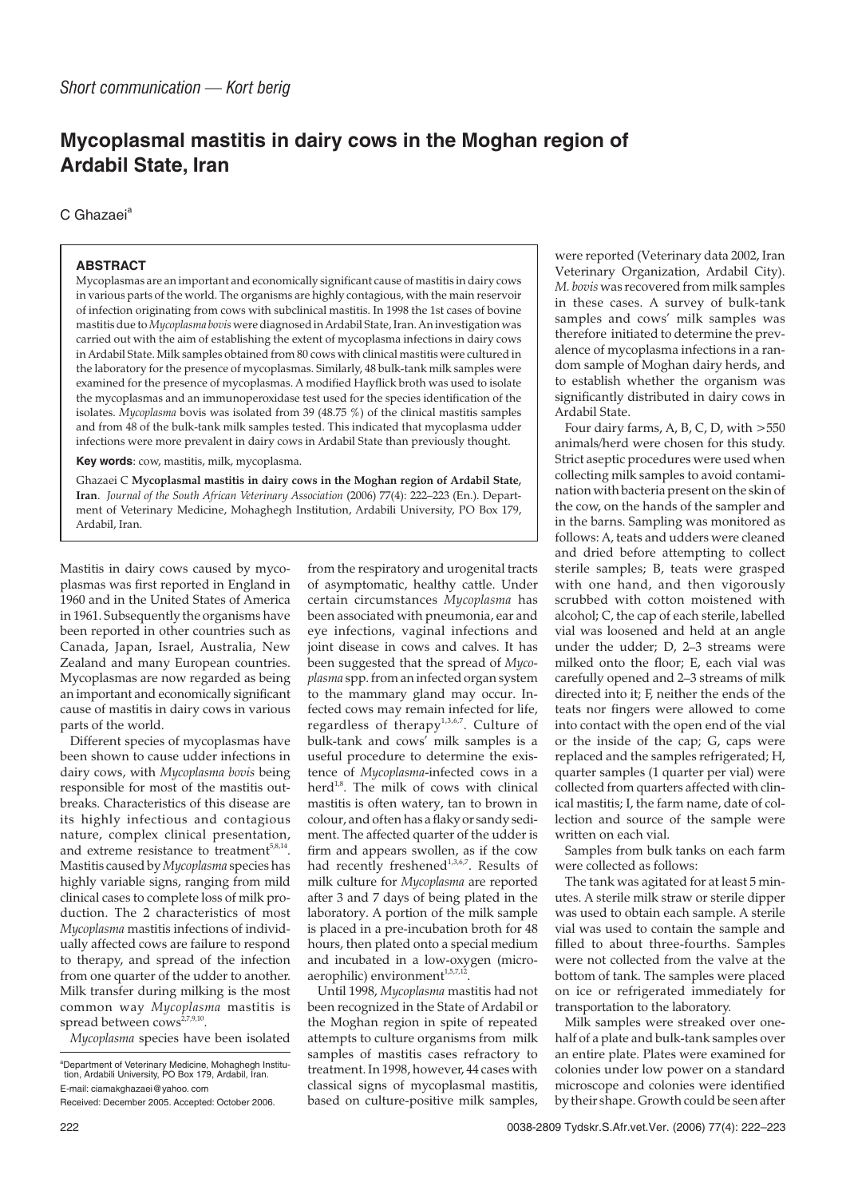*Short communication — Kort berig*

# Mycoplasmal mastitis in dairy cows in the Moghan region of Ardabil State, Iran

C Ghazaei[a]

## ABSTRACT

Mycoplasmas are an important and economically significant cause of mastitis in dairy cows in various parts of the world. The organisms are highly contagious, with the main reservoir of infection originating from cows with subclinical mastitis. In 1998 the 1st cases of bovine mastitis due to *Mycoplasma bovis* were diagnosed in Ardabil State, Iran. An investigation was carried out with the aim of establishing the extent of mycoplasma infections in dairy cows in Ardabil State. Milk samples obtained from 80 cows with clinical mastitis were cultured in the laboratory for the presence of mycoplasmas. Similarly, 48 bulk-tank milk samples were examined for the presence of mycoplasmas. A modified Hayflick broth was used to isolate the mycoplasmas and an immunoperoxidase test used for the species identification of the isolates. *Mycoplasma* bovis was isolated from 39 (48.75 %) of the clinical mastitis samples and from 48 of the bulk-tank milk samples tested. This indicated that mycoplasma udder infections were more prevalent in dairy cows in Ardabil State than previously thought.

**Key words**: cow, mastitis, milk, mycoplasma.

Ghazaei C **Mycoplasmal mastitis in dairy cows in the Moghan region of Ardabil State, Iran**. *Journal of the South African Veterinary Association* (2006) 77(4): 222–223 (En.). Department of Veterinary Medicine, Mohaghegh Institution, Ardabili University, PO Box 179, Ardabil, Iran.

Mastitis in dairy cows caused by mycoplasmas was first reported in England in 1960 and in the United States of America in 1961. Subsequently the organisms have been reported in other countries such as Canada, Japan, Israel, Australia, New Zealand and many European countries. Mycoplasmas are now regarded as being an important and economically significant cause of mastitis in dairy cows in various parts of the world.

Different species of mycoplasmas have been shown to cause udder infections in dairy cows, with *Mycoplasma bovis* being responsible for most of the mastitis outbreaks. Characteristics of this disease are its highly infectious and contagious nature, complex clinical presentation, and extreme resistance to treatment[5,8,14]. Mastitis caused by *Mycoplasma* species has highly variable signs, ranging from mild clinical cases to complete loss of milk production. The 2 characteristics of most *Mycoplasma* mastitis infections of individually affected cows are failure to respond to therapy, and spread of the infection from one quarter of the udder to another. Milk transfer during milking is the most common way *Mycoplasma* mastitis is spread between cows[2,7,9,10].

*Mycoplasma* species have been isolated from the respiratory and urogenital tracts of asymptomatic, healthy cattle. Under certain circumstances *Mycoplasma* has been associated with pneumonia, ear and eye infections, vaginal infections and joint disease in cows and calves. It has been suggested that the spread of *Mycoplasma* spp. from an infected organ system to the mammary gland may occur. Infected cows may remain infected for life, regardless of therapy[1,3,6,7]. Culture of bulk-tank and cows' milk samples is a useful procedure to determine the existence of *Mycoplasma*-infected cows in a herd[1,8]. The milk of cows with clinical mastitis is often watery, tan to brown in colour, and often has a flaky or sandy sediment. The affected quarter of the udder is firm and appears swollen, as if the cow had recently freshened[1,3,6,7]. Results of milk culture for *Mycoplasma* are reported after 3 and 7 days of being plated in the laboratory. A portion of the milk sample is placed in a pre-incubation broth for 48 hours, then plated onto a special medium and incubated in a low-oxygen (microaerophilic) environment[1,5,7,12].

Until 1998, *Mycoplasma* mastitis had not been recognized in the State of Ardabil or the Moghan region in spite of repeated attempts to culture organisms from milk samples of mastitis cases refractory to treatment. In 1998, however, 44 cases with classical signs of mycoplasmal mastitis, based on culture-positive milk samples, were reported (Veterinary data 2002, Iran Veterinary Organization, Ardabil City). *M. bovis* was recovered from milk samples in these cases. A survey of bulk-tank samples and cows' milk samples was therefore initiated to determine the prevalence of mycoplasma infections in a random sample of Moghan dairy herds, and to establish whether the organism was significantly distributed in dairy cows in Ardabil State.

Four dairy farms, A, B, C, D, with >550 animals/herd were chosen for this study. Strict aseptic procedures were used when collecting milk samples to avoid contamination with bacteria present on the skin of the cow, on the hands of the sampler and in the barns. Sampling was monitored as follows: A, teats and udders were cleaned and dried before attempting to collect sterile samples; B, teats were grasped with one hand, and then vigorously scrubbed with cotton moistened with alcohol; C, the cap of each sterile, labelled vial was loosened and held at an angle under the udder; D, 2–3 streams were milked onto the floor; E, each vial was carefully opened and 2–3 streams of milk directed into it; F, neither the ends of the teats nor fingers were allowed to come into contact with the open end of the vial or the inside of the cap; G, caps were replaced and the samples refrigerated; H, quarter samples (1 quarter per vial) were collected from quarters affected with clinical mastitis; I, the farm name, date of collection and source of the sample were written on each vial.

Samples from bulk tanks on each farm were collected as follows:

The tank was agitated for at least 5 minutes. A sterile milk straw or sterile dipper was used to obtain each sample. A sterile vial was used to contain the sample and filled to about three-fourths. Samples were not collected from the valve at the bottom of tank. The samples were placed on ice or refrigerated immediately for transportation to the laboratory.

Milk samples were streaked over one-half of a plate and bulk-tank samples over an entire plate. Plates were examined for colonies under low power on a standard microscope and colonies were identified by their shape. Growth could be seen after

[a]Department of Veterinary Medicine, Mohaghegh Institution, Ardabili University, PO Box 179, Ardabil, Iran.
E-mail: ciamakghazaei@yahoo.com
Received: December 2005. Accepted: October 2006.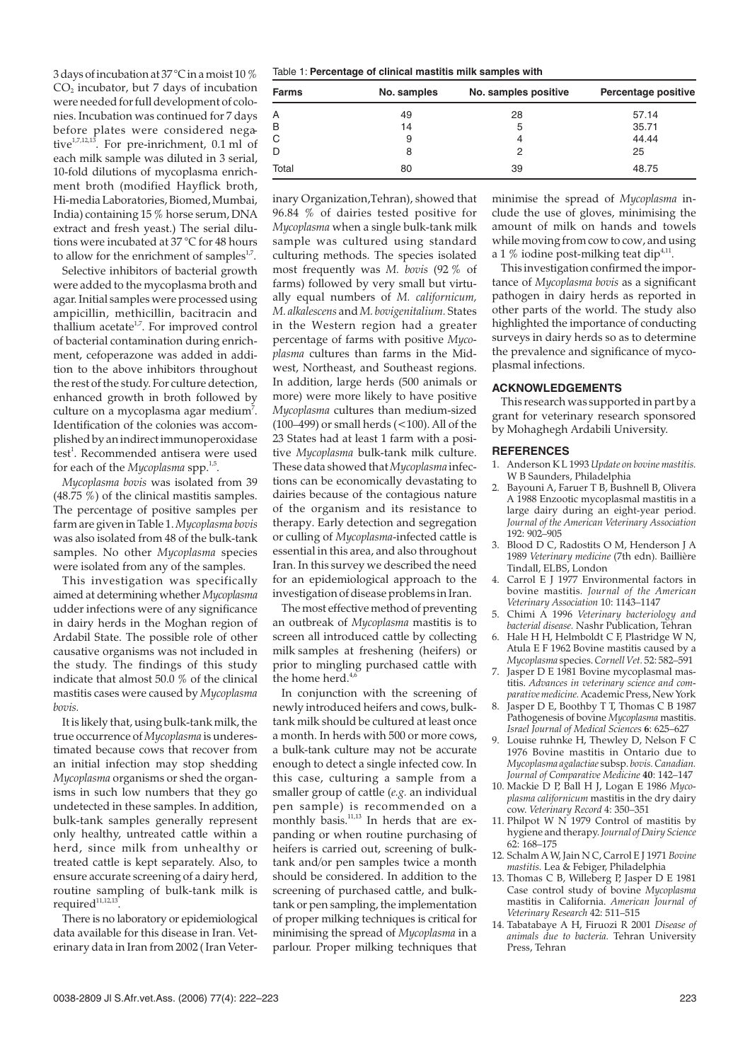3 days of incubation at 37 °C in a moist 10 % $CO_2$ incubator, but 7 days of incubation were needed for full development of colonies. Incubation was continued for 7 days before plates were considered negative[1,7,12,13]. For pre-inrichment, 0.1 ml of each milk sample was diluted in 3 serial, 10-fold dilutions of mycoplasma enrichment broth (modified Hayflick broth, Hi-media Laboratories, Biomed, Mumbai, India) containing 15 % horse serum, DNA extract and fresh yeast.) The serial dilutions were incubated at 37 °C for 48 hours to allow for the enrichment of samples[1,7].

Selective inhibitors of bacterial growth were added to the mycoplasma broth and agar. Initial samples were processed using ampicillin, methicillin, bacitracin and thallium acetate[1,7]. For improved control of bacterial contamination during enrichment, cefoperazone was added in addition to the above inhibitors throughout the rest of the study. For culture detection, enhanced growth in broth followed by culture on a mycoplasma agar medium[7]. Identification of the colonies was accomplished by an indirect immunoperoxidase test[1]. Recommended antisera were used for each of the *Mycoplasma* spp.[1,5].

*Mycoplasma bovis* was isolated from 39 (48.75 %) of the clinical mastitis samples. The percentage of positive samples per farm are given in Table 1. *Mycoplasma bovis* was also isolated from 48 of the bulk-tank samples. No other *Mycoplasma* species were isolated from any of the samples.

Table 1: **Percentage of clinical mastitis milk samples with**

| Farms | No. samples | No. samples positive | Percentage positive |
|---|---|---|---|
| A | 49 | 28 | 57.14 |
| B | 14 | 5 | 35.71 |
| C | 9 | 4 | 44.44 |
| D | 8 | 2 | 25 |
| Total | 80 | 39 | 48.75 |

This investigation was specifically aimed at determining whether *Mycoplasma* udder infections were of any significance in dairy herds in the Moghan region of Ardabil State. The possible role of other causative organisms was not included in the study. The findings of this study indicate that almost 50.0 % of the clinical mastitis cases were caused by *Mycoplasma bovis.*

It is likely that, using bulk-tank milk, the true occurrence of *Mycoplasma* is underestimated because cows that recover from an initial infection may stop shedding *Mycoplasma* organisms or shed the organisms in such low numbers that they go undetected in these samples. In addition, bulk-tank samples generally represent only healthy, untreated cattle within a herd, since milk from unhealthy or treated cattle is kept separately. Also, to ensure accurate screening of a dairy herd, routine sampling of bulk-tank milk is required[11,12,13].

There is no laboratory or epidemiological data available for this disease in Iran. Veterinary data in Iran from 2002 ( Iran Veterinary Organization,Tehran), showed that 96.84 % of dairies tested positive for *Mycoplasma* when a single bulk-tank milk sample was cultured using standard culturing methods. The species isolated most frequently was *M. bovis* (92 % of farms) followed by very small but virtually equal numbers of *M. californicum, M. alkalescens* and *M. bovigenitalium.* States in the Western region had a greater percentage of farms with positive *Mycoplasma* cultures than farms in the Midwest, Northeast, and Southeast regions. In addition, large herds (500 animals or more) were more likely to have positive *Mycoplasma* cultures than medium-sized (100–499) or small herds (<100). All of the 23 States had at least 1 farm with a positive *Mycoplasma* bulk-tank milk culture. These data showed that *Mycoplasma* infections can be economically devastating to dairies because of the contagious nature of the organism and its resistance to therapy. Early detection and segregation or culling of *Mycoplasma*-infected cattle is essential in this area, and also throughout Iran. In this survey we described the need for an epidemiological approach to the investigation of disease problems in Iran.

The most effective method of preventing an outbreak of *Mycoplasma* mastitis is to screen all introduced cattle by collecting milk samples at freshening (heifers) or prior to mingling purchased cattle with the home herd.[4,6]

In conjunction with the screening of newly introduced heifers and cows, bulk-tank milk should be cultured at least once a month. In herds with 500 or more cows, a bulk-tank culture may not be accurate enough to detect a single infected cow. In this case, culturing a sample from a smaller group of cattle (*e.g.* an individual pen sample) is recommended on a monthly basis.[11,13] In herds that are expanding or when routine purchasing of heifers is carried out, screening of bulk-tank and/or pen samples twice a month should be considered. In addition to the screening of purchased cattle, and bulk-tank or pen sampling, the implementation of proper milking techniques is critical for minimising the spread of *Mycoplasma* in a parlour. Proper milking techniques that minimise the spread of *Mycoplasma* include the use of gloves, minimising the amount of milk on hands and towels while moving from cow to cow, and using a 1 % iodine post-milking teat dip[4,11].

This investigation confirmed the importance of *Mycoplasma bovis* as a significant pathogen in dairy herds as reported in other parts of the world. The study also highlighted the importance of conducting surveys in dairy herds so as to determine the prevalence and significance of mycoplasmal infections.

## ACKNOWLEDGEMENTS

This research was supported in part by a grant for veterinary research sponsored by Mohaghegh Ardabili University.

## REFERENCES

1. Anderson K L 1993 *Update on bovine mastitis.* W B Saunders, Philadelphia
2. Bayouni A, Faruer T B, Bushnell B, Olivera A 1988 Enzootic mycoplasmal mastitis in a large dairy during an eight-year period. *Journal of the American Veterinary Association* 192: 902–905
3. Blood D C, Radostits O M, Henderson J A 1989 *Veterinary medicine* (7th edn). Baillière Tindall, ELBS, London
4. Carrol E J 1977 Environmental factors in bovine mastitis. *Journal of the American Veterinary Association* 10: 1143–1147
5. Chimi A 1996 *Veterinary bacteriology and bacterial disease.* Nashr Publication, Tehran
6. Hale H H, Helmboldt C F, Plastridge W N, Atula E F 1962 Bovine mastitis caused by a *Mycoplasma* species. *Cornell Vet.* 52: 582–591
7. Jasper D E 1981 Bovine mycoplasmal mastitis. *Advances in veterinary science and comparative medicine.* Academic Press, New York
8. Jasper D E, Boothby T T, Thomas C B 1987 Pathogenesis of bovine *Mycoplasma* mastitis. *Israel Journal of Medical Sciences* **6**: 625–627
9. Louise ruhnke H, Thewley D, Nelson F C 1976 Bovine mastitis in Ontario due to *Mycoplasma agalactiae* subsp. *bovis. Canadian. Journal of Comparative Medicine* **40**: 142–147
10. Mackie D P, Ball H J, Logan E 1986 *Mycoplasma californicum* mastitis in the dry dairy cow. *Veterinary Record* 4: 350–351
11. Philpot W N 1979 Control of mastitis by hygiene and therapy. *Journal of Dairy Science* 62: 168–175
12. Schalm A W, Jain N C, Carrol E J 1971 *Bovine mastitis.* Lea & Febiger, Philadelphia
13. Thomas C B, Willeberg P, Jasper D E 1981 Case control study of bovine *Mycoplasma* mastitis in California. *American Journal of Veterinary Research* 42: 511–515
14. Tabatabaye A H, Firuozi R 2001 *Disease of animals due to bacteria.* Tehran University Press, Tehran